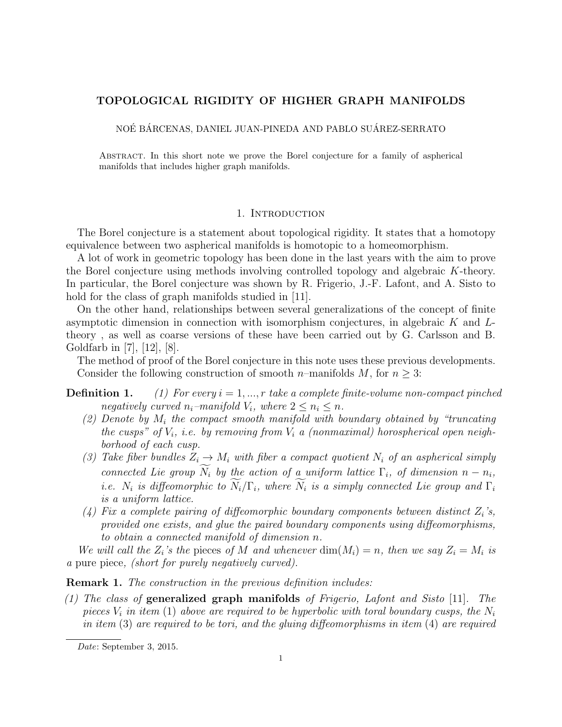# TOPOLOGICAL RIGIDITY OF HIGHER GRAPH MANIFOLDS

NOÉ BÁRCENAS, DANIEL JUAN-PINEDA AND PABLO SUÁREZ-SERRATO

Abstract. In this short note we prove the Borel conjecture for a family of aspherical manifolds that includes higher graph manifolds.

## 1. Introduction

The Borel conjecture is a statement about topological rigidity. It states that a homotopy equivalence between two aspherical manifolds is homotopic to a homeomorphism.

A lot of work in geometric topology has been done in the last years with the aim to prove the Borel conjecture using methods involving controlled topology and algebraic $K$-theory. In particular, the Borel conjecture was shown by R. Frigerio, J.-F. Lafont, and A. Sisto to hold for the class of graph manifolds studied in [11].

On the other hand, relationships between several generalizations of the concept of finite asymptotic dimension in connection with isomorphism conjectures, in algebraic $K$ and $L$-theory , as well as coarse versions of these have been carried out by G. Carlsson and B. Goldfarb in [7], [12], [8].

The method of proof of the Borel conjecture in this note uses these previous developments.

Consider the following construction of smooth $n$–manifolds $M$, for $n \geq 3$:

**Definition 1.** *(1) For every $i = 1, ..., r$ take a complete finite-volume non-compact pinched negatively curved $n_i$–manifold $V_i$, where $2 \leq n_i \leq n$.*

*(2) Denote by $M_i$ the compact smooth manifold with boundary obtained by "truncating the cusps" of $V_i$, i.e. by removing from $V_i$ a (nonmaximal) horospherical open neighborhood of each cusp.*

*(3) Take fiber bundles $Z_i \to M_i$ with fiber a compact quotient $N_i$ of an aspherical simply connected Lie group $\widetilde{N_i}$ by the action of a uniform lattice $\Gamma_i$, of dimension $n - n_i$, i.e. $N_i$ is diffeomorphic to $\widetilde{N_i}/\Gamma_i$, where $\widetilde{N_i}$ is a simply connected Lie group and $\Gamma_i$ is a uniform lattice.*

*(4) Fix a complete pairing of diffeomorphic boundary components between distinct $Z_i$'s, provided one exists, and glue the paired boundary components using diffeomorphisms, to obtain a connected manifold of dimension $n$.*

*We will call the $Z_i$'s the* pieces *of $M$ and whenever $\dim(M_i) = n$, then we say $Z_i = M_i$ is a* pure piece, *(short for purely negatively curved).*

**Remark 1.** *The construction in the previous definition includes:*

*(1) The class of* **generalized graph manifolds** *of Frigerio, Lafont and Sisto [11]. The pieces $V_i$ in item (1) above are required to be hyperbolic with toral boundary cusps, the $N_i$ in item (3) are required to be tori, and the gluing diffeomorphisms in item (4) are required*

Date: September 3, 2015.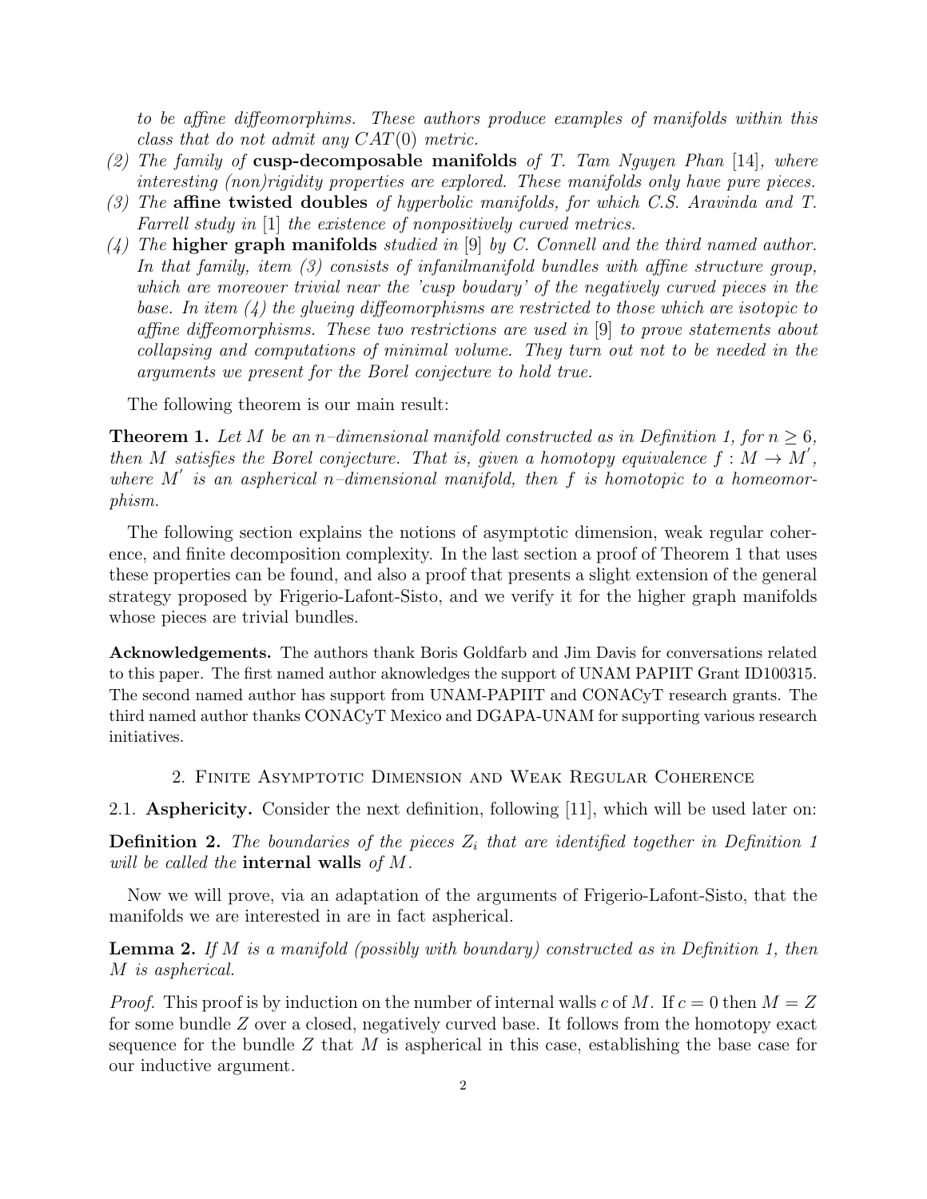*to be affine diffeomorphims. These authors produce examples of manifolds within this class that do not admit any $CAT(0)$ metric.*

(2) *The family of* **cusp-decomposable manifolds** *of T. Tam Nguyen Phan* [14]*, where interesting (non)rigidity properties are explored. These manifolds only have pure pieces.*
(3) *The* **affine twisted doubles** *of hyperbolic manifolds, for which C.S. Aravinda and T. Farrell study in* [1] *the existence of nonpositively curved metrics.*
(4) *The* **higher graph manifolds** *studied in* [9] *by C. Connell and the third named author. In that family, item (3) consists of infanilmanifold bundles with affine structure group, which are moreover trivial near the 'cusp boudary' of the negatively curved pieces in the base. In item (4) the glueing diffeomorphisms are restricted to those which are isotopic to affine diffeomorphisms. These two restrictions are used in* [9] *to prove statements about collapsing and computations of minimal volume. They turn out not to be needed in the arguments we present for the Borel conjecture to hold true.*

The following theorem is our main result:

**Theorem 1.** *Let $M$ be an $n$–dimensional manifold constructed as in Definition 1, for $n \geq 6$, then $M$ satisfies the Borel conjecture. That is, given a homotopy equivalence $f : M \to M^{'}$, where $M^{'}$ is an aspherical $n$–dimensional manifold, then $f$ is homotopic to a homeomorphism.*

The following section explains the notions of asymptotic dimension, weak regular coherence, and finite decomposition complexity. In the last section a proof of Theorem 1 that uses these properties can be found, and also a proof that presents a slight extension of the general strategy proposed by Frigerio-Lafont-Sisto, and we verify it for the higher graph manifolds whose pieces are trivial bundles.

**Acknowledgements.** The authors thank Boris Goldfarb and Jim Davis for conversations related to this paper. The first named author aknowledges the support of UNAM PAPIIT Grant ID100315. The second named author has support from UNAM-PAPIIT and CONACyT research grants. The third named author thanks CONACyT Mexico and DGAPA-UNAM for supporting various research initiatives.

## 2. Finite Asymptotic Dimension and Weak Regular Coherence

### 2.1. Asphericity.

Consider the next definition, following [11], which will be used later on:

**Definition 2.** *The boundaries of the pieces $Z_i$ that are identified together in Definition 1 will be called the* **internal walls** *of $M$.*

Now we will prove, via an adaptation of the arguments of Frigerio-Lafont-Sisto, that the manifolds we are interested in are in fact aspherical.

**Lemma 2.** *If $M$ is a manifold (possibly with boundary) constructed as in Definition 1, then $M$ is aspherical.*

*Proof.* This proof is by induction on the number of internal walls $c$ of $M$. If $c = 0$ then $M = Z$ for some bundle $Z$ over a closed, negatively curved base. It follows from the homotopy exact sequence for the bundle $Z$ that $M$ is aspherical in this case, establishing the base case for our inductive argument.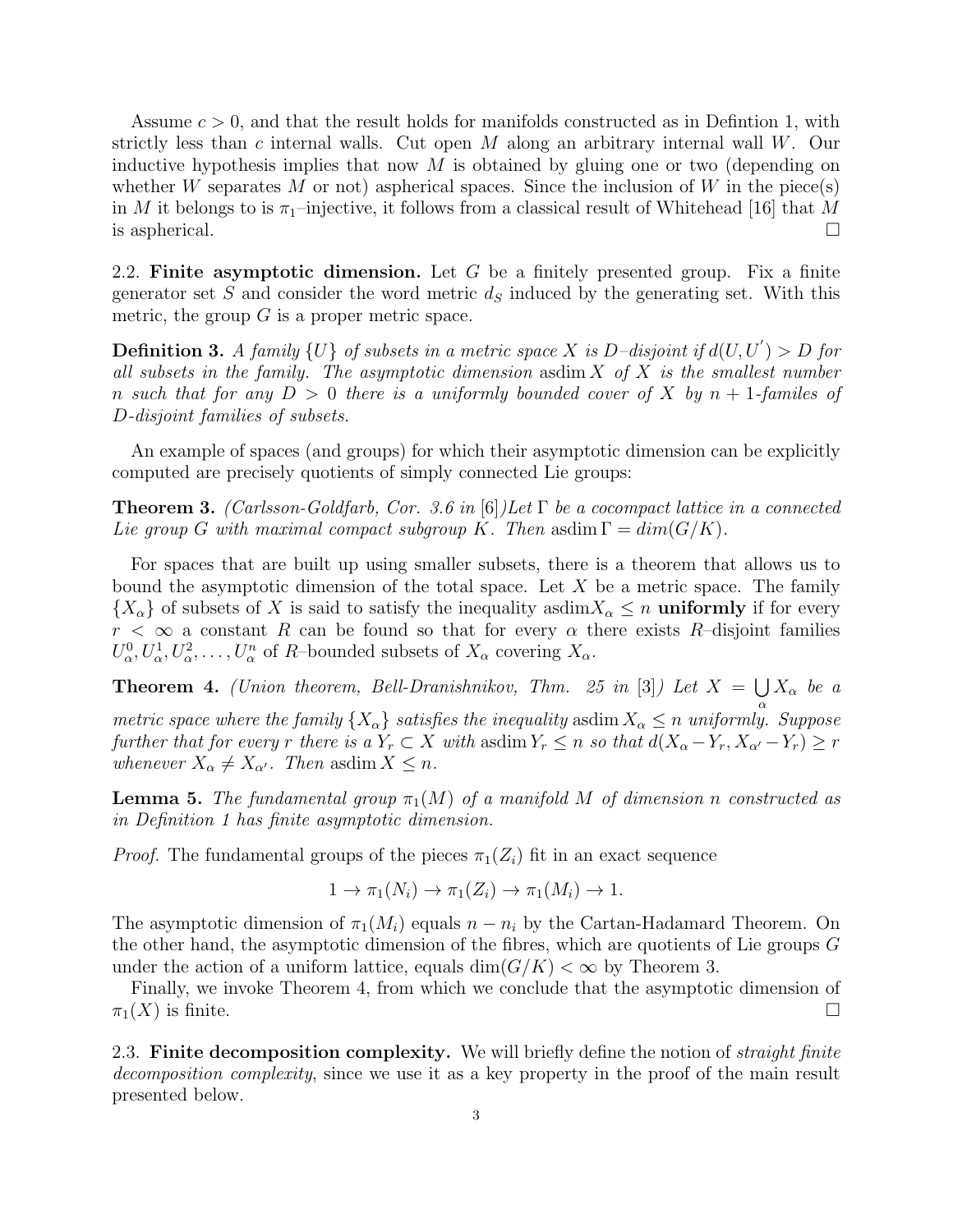Assume $c > 0$, and that the result holds for manifolds constructed as in Defintion 1, with strictly less than $c$ internal walls. Cut open $M$ along an arbitrary internal wall $W$. Our inductive hypothesis implies that now $M$ is obtained by gluing one or two (depending on whether $W$ separates $M$ or not) aspherical spaces. Since the inclusion of $W$ in the piece(s) in $M$ it belongs to is $\pi_1$–injective, it follows from a classical result of Whitehead [16] that $M$ is aspherical. $\square$

2.2. **Finite asymptotic dimension.** Let $G$ be a finitely presented group. Fix a finite generator set $S$ and consider the word metric $d_S$ induced by the generating set. With this metric, the group $G$ is a proper metric space.

**Definition 3.** *A family $\{U\}$ of subsets in a metric space $X$ is $D$–disjoint if $d(U, U') > D$ for all subsets in the family. The asymptotic dimension $\operatorname{asdim} X$ of $X$ is the smallest number $n$ such that for any $D > 0$ there is a uniformly bounded cover of $X$ by $n+1$-familes of $D$-disjoint families of subsets.*

An example of spaces (and groups) for which their asymptotic dimension can be explicitly computed are precisely quotients of simply connected Lie groups:

**Theorem 3.** *(Carlsson-Goldfarb, Cor. 3.6 in [6])Let $\Gamma$ be a cocompact lattice in a connected Lie group $G$ with maximal compact subgroup $K$. Then $\operatorname{asdim} \Gamma = dim(G/K)$.*

For spaces that are built up using smaller subsets, there is a theorem that allows us to bound the asymptotic dimension of the total space. Let $X$ be a metric space. The family $\{X_\alpha\}$ of subsets of $X$ is said to satisfy the inequality $\operatorname{asdim} X_\alpha \leq n$ **uniformly** if for every $r < \infty$ a constant $R$ can be found so that for every $\alpha$ there exists $R$–disjoint families $U^0_\alpha, U^1_\alpha, U^2_\alpha, \ldots, U^n_\alpha$ of $R$–bounded subsets of $X_\alpha$ covering $X_\alpha$.

**Theorem 4.** *(Union theorem, Bell-Dranishnikov, Thm. 25 in [3]) Let $X = \bigcup_\alpha X_\alpha$ be a metric space where the family $\{X_\alpha\}$ satisfies the inequality $\operatorname{asdim} X_\alpha \leq n$ uniformly. Suppose further that for every $r$ there is a $Y_r \subset X$ with $\operatorname{asdim} Y_r \leq n$ so that $d(X_\alpha - Y_r, X_{\alpha'} - Y_r) \geq r$ whenever $X_\alpha \neq X_{\alpha'}$. Then $\operatorname{asdim} X \leq n$.*

**Lemma 5.** *The fundamental group $\pi_1(M)$ of a manifold $M$ of dimension $n$ constructed as in Definition 1 has finite asymptotic dimension.*

*Proof.* The fundamental groups of the pieces $\pi_1(Z_i)$ fit in an exact sequence

$$1 \to \pi_1(N_i) \to \pi_1(Z_i) \to \pi_1(M_i) \to 1.$$

The asymptotic dimension of $\pi_1(M_i)$ equals $n - n_i$ by the Cartan-Hadamard Theorem. On the other hand, the asymptotic dimension of the fibres, which are quotients of Lie groups $G$ under the action of a uniform lattice, equals $\dim(G/K) < \infty$ by Theorem 3.

Finally, we invoke Theorem 4, from which we conclude that the asymptotic dimension of $\pi_1(X)$ is finite. $\square$

2.3. **Finite decomposition complexity.** We will briefly define the notion of *straight finite decomposition complexity*, since we use it as a key property in the proof of the main result presented below.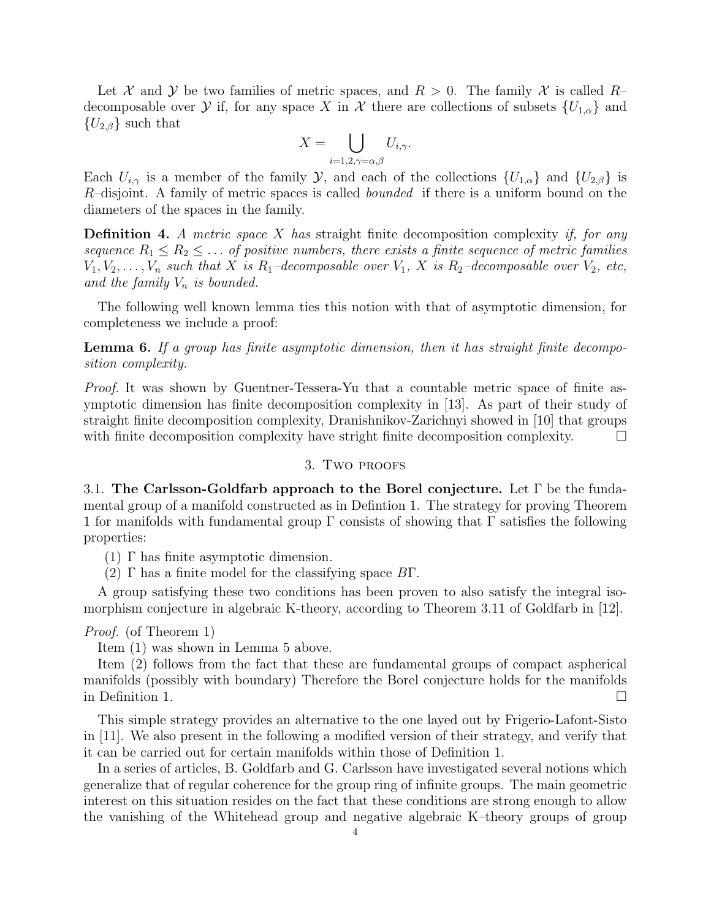Let $\mathcal{X}$ and $\mathcal{Y}$ be two families of metric spaces, and $R > 0$. The family $\mathcal{X}$ is called $R$–decomposable over $\mathcal{Y}$ if, for any space $X$ in $\mathcal{X}$ there are collections of subsets $\{U_{1,\alpha}\}$ and $\{U_{2,\beta}\}$ such that

$$X = \bigcup_{i=1,2,\gamma=\alpha,\beta} U_{i,\gamma}.$$

Each $U_{i,\gamma}$ is a member of the family $\mathcal{Y}$, and each of the collections $\{U_{1,\alpha}\}$ and $\{U_{2,\beta}\}$ is $R$–disjoint. A family of metric spaces is called *bounded* if there is a uniform bound on the diameters of the spaces in the family.

**Definition 4.** *A metric space $X$ has* straight finite decomposition complexity *if, for any sequence $R_1 \leq R_2 \leq \ldots$ of positive numbers, there exists a finite sequence of metric families $V_1, V_2, \ldots, V_n$ such that $X$ is $R_1$–decomposable over $V_1$, $X$ is $R_2$–decomposable over $V_2$, etc, and the family $V_n$ is bounded.*

The following well known lemma ties this notion with that of asymptotic dimension, for completeness we include a proof:

**Lemma 6.** *If a group has finite asymptotic dimension, then it has straight finite decomposition complexity.*

*Proof.* It was shown by Guentner-Tessera-Yu that a countable metric space of finite asymptotic dimension has finite decomposition complexity in [13]. As part of their study of straight finite decomposition complexity, Dranishnikov-Zarichnyi showed in [10] that groups with finite decomposition complexity have stright finite decomposition complexity. □

## 3. Two proofs

3.1. **The Carlsson-Goldfarb approach to the Borel conjecture.** Let $\Gamma$ be the fundamental group of a manifold constructed as in Defintion 1. The strategy for proving Theorem 1 for manifolds with fundamental group $\Gamma$ consists of showing that $\Gamma$ satisfies the following properties:

(1) $\Gamma$ has finite asymptotic dimension.
(2) $\Gamma$ has a finite model for the classifying space $B\Gamma$.

A group satisfying these two conditions has been proven to also satisfy the integral isomorphism conjecture in algebraic K-theory, according to Theorem 3.11 of Goldfarb in [12].

*Proof.* (of Theorem 1)

Item (1) was shown in Lemma 5 above.

Item (2) follows from the fact that these are fundamental groups of compact aspherical manifolds (possibly with boundary) Therefore the Borel conjecture holds for the manifolds in Definition 1. □

This simple strategy provides an alternative to the one layed out by Frigerio-Lafont-Sisto in [11]. We also present in the following a modified version of their strategy, and verify that it can be carried out for certain manifolds within those of Definition 1.

In a series of articles, B. Goldfarb and G. Carlsson have investigated several notions which generalize that of regular coherence for the group ring of infinite groups. The main geometric interest on this situation resides on the fact that these conditions are strong enough to allow the vanishing of the Whitehead group and negative algebraic K–theory groups of group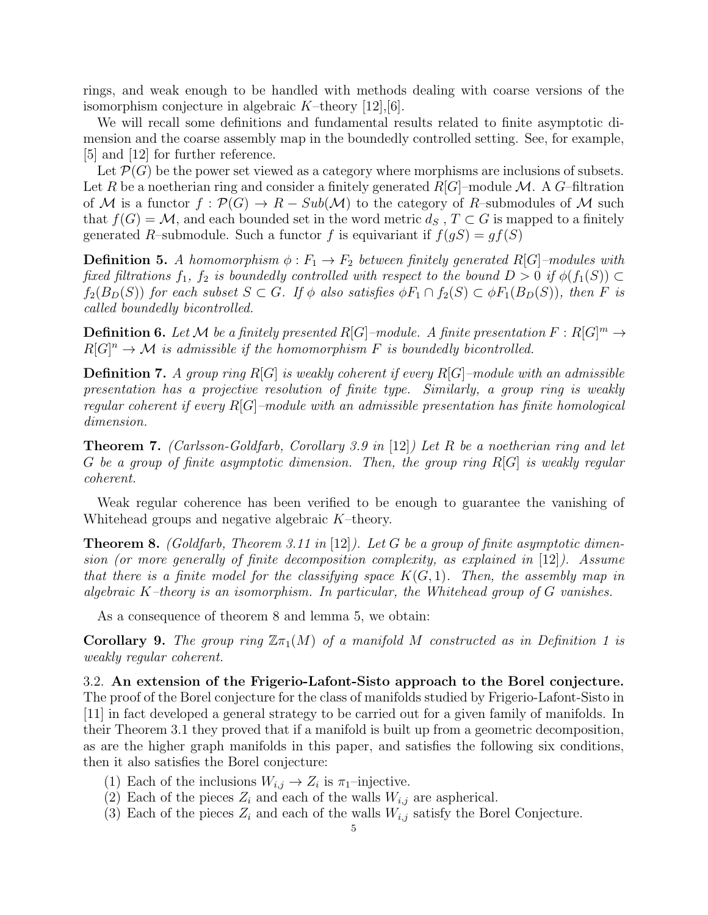rings, and weak enough to be handled with methods dealing with coarse versions of the isomorphism conjecture in algebraic $K$–theory [12],[6].

We will recall some definitions and fundamental results related to finite asymptotic dimension and the coarse assembly map in the boundedly controlled setting. See, for example, [5] and [12] for further reference.

Let $\mathcal{P}(G)$ be the power set viewed as a category where morphisms are inclusions of subsets. Let $R$ be a noetherian ring and consider a finitely generated $R[G]$–module $\mathcal{M}$. A $G$–filtration of $\mathcal{M}$ is a functor $f : \mathcal{P}(G) \to R - Sub(\mathcal{M})$ to the category of $R$–submodules of $\mathcal{M}$ such that $f(G) = \mathcal{M}$, and each bounded set in the word metric $d_S$ , $T \subset G$ is mapped to a finitely generated $R$–submodule. Such a functor $f$ is equivariant if $f(gS) = gf(S)$

**Definition 5.** *A homomorphism $\phi : F_1 \to F_2$ between finitely generated $R[G]$–modules with fixed filtrations $f_1$, $f_2$ is boundedly controlled with respect to the bound $D > 0$ if $\phi(f_1(S)) \subset f_2(B_D(S))$ for each subset $S \subset G$. If $\phi$ also satisfies $\phi F_1 \cap f_2(S) \subset \phi F_1(B_D(S))$, then $F$ is called boundedly bicontrolled.*

**Definition 6.** *Let $\mathcal{M}$ be a finitely presented $R[G]$–module. A finite presentation $F : R[G]^m \to R[G]^n \to \mathcal{M}$ is admissible if the homomorphism $F$ is boundedly bicontrolled.*

**Definition 7.** *A group ring $R[G]$ is weakly coherent if every $R[G]$–module with an admissible presentation has a projective resolution of finite type. Similarly, a group ring is weakly regular coherent if every $R[G]$–module with an admissible presentation has finite homological dimension.*

**Theorem 7.** *(Carlsson-Goldfarb, Corollary 3.9 in [12]) Let $R$ be a noetherian ring and let $G$ be a group of finite asymptotic dimension. Then, the group ring $R[G]$ is weakly regular coherent.*

Weak regular coherence has been verified to be enough to guarantee the vanishing of Whitehead groups and negative algebraic $K$–theory.

**Theorem 8.** *(Goldfarb, Theorem 3.11 in [12]). Let $G$ be a group of finite asymptotic dimension (or more generally of finite decomposition complexity, as explained in [12]). Assume that there is a finite model for the classifying space $K(G, 1)$. Then, the assembly map in algebraic $K$–theory is an isomorphism. In particular, the Whitehead group of $G$ vanishes.*

As a consequence of theorem 8 and lemma 5, we obtain:

**Corollary 9.** *The group ring $\mathbb{Z}\pi_1(M)$ of a manifold $M$ constructed as in Definition 1 is weakly regular coherent.*

3.2. **An extension of the Frigerio-Lafont-Sisto approach to the Borel conjecture.** The proof of the Borel conjecture for the class of manifolds studied by Frigerio-Lafont-Sisto in [11] in fact developed a general strategy to be carried out for a given family of manifolds. In their Theorem 3.1 they proved that if a manifold is built up from a geometric decomposition, as are the higher graph manifolds in this paper, and satisfies the following six conditions, then it also satisfies the Borel conjecture:

1. Each of the inclusions $W_{i,j} \to Z_i$ is $\pi_1$–injective.
2. Each of the pieces $Z_i$ and each of the walls $W_{i,j}$ are aspherical.
3. Each of the pieces $Z_i$ and each of the walls $W_{i,j}$ satisfy the Borel Conjecture.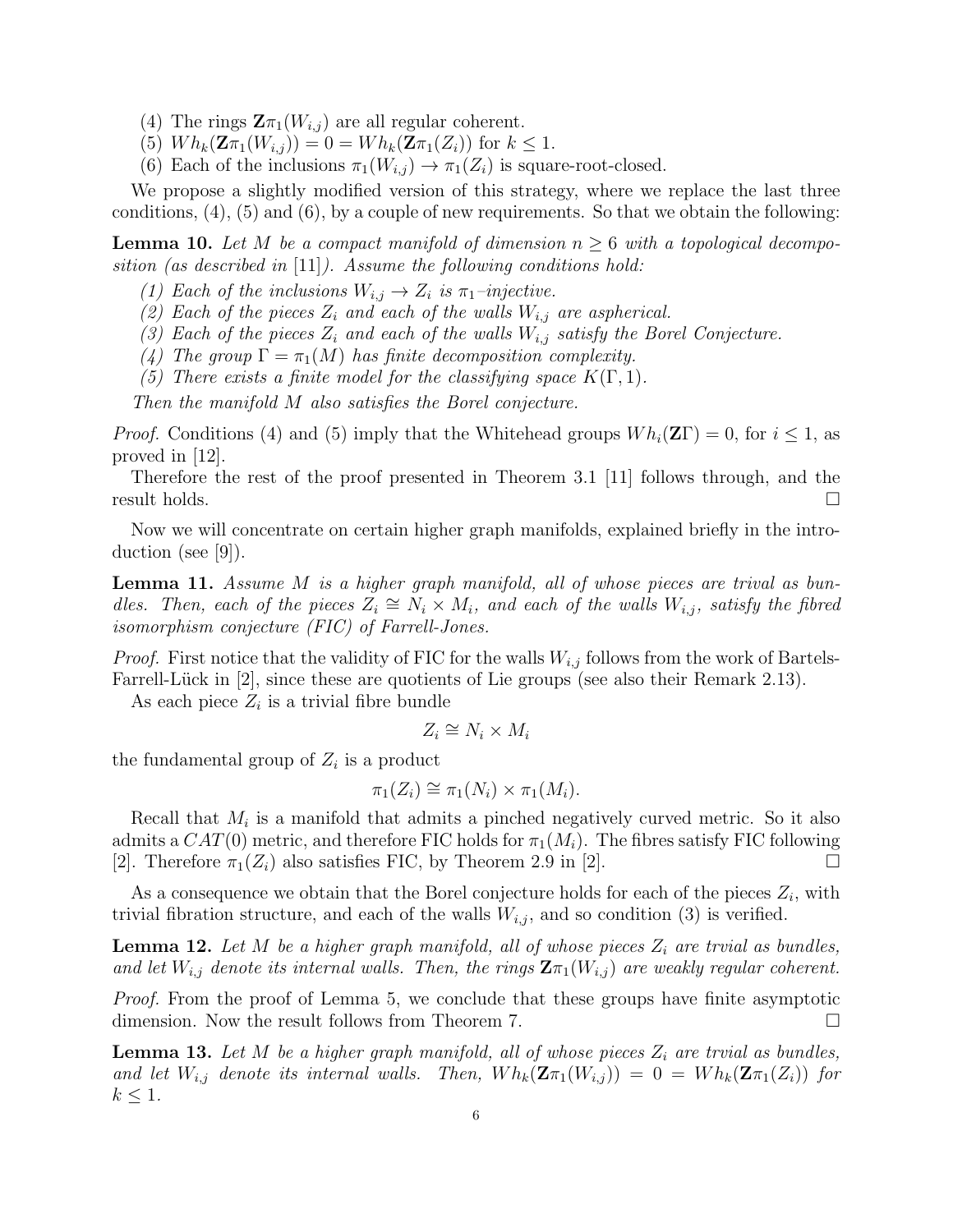(4) The rings $\mathbf{Z}\pi_1(W_{i,j})$ are all regular coherent.
(5) $Wh_k(\mathbf{Z}\pi_1(W_{i,j})) = 0 = Wh_k(\mathbf{Z}\pi_1(Z_i))$ for $k \leq 1$.
(6) Each of the inclusions $\pi_1(W_{i,j}) \to \pi_1(Z_i)$ is square-root-closed.

We propose a slightly modified version of this strategy, where we replace the last three conditions, (4), (5) and (6), by a couple of new requirements. So that we obtain the following:

**Lemma 10.** *Let $M$ be a compact manifold of dimension $n \geq 6$ with a topological decomposition (as described in [11]). Assume the following conditions hold:*

*(1) Each of the inclusions $W_{i,j} \to Z_i$ is $\pi_1$–injective.*
*(2) Each of the pieces $Z_i$ and each of the walls $W_{i,j}$ are aspherical.*
*(3) Each of the pieces $Z_i$ and each of the walls $W_{i,j}$ satisfy the Borel Conjecture.*
*(4) The group $\Gamma = \pi_1(M)$ has finite decomposition complexity.*
*(5) There exists a finite model for the classifying space $K(\Gamma, 1)$.*

*Then the manifold $M$ also satisfies the Borel conjecture.*

*Proof.* Conditions (4) and (5) imply that the Whitehead groups $Wh_i(\mathbf{Z}\Gamma) = 0$, for $i \leq 1$, as proved in [12].

Therefore the rest of the proof presented in Theorem 3.1 [11] follows through, and the result holds. □

Now we will concentrate on certain higher graph manifolds, explained briefly in the introduction (see [9]).

**Lemma 11.** *Assume $M$ is a higher graph manifold, all of whose pieces are trival as bundles. Then, each of the pieces $Z_i \cong N_i \times M_i$, and each of the walls $W_{i,j}$, satisfy the fibred isomorphism conjecture (FIC) of Farrell-Jones.*

*Proof.* First notice that the validity of FIC for the walls $W_{i,j}$ follows from the work of Bartels-Farrell-Lück in [2], since these are quotients of Lie groups (see also their Remark 2.13).

As each piece $Z_i$ is a trivial fibre bundle

$$Z_i \cong N_i \times M_i$$

the fundamental group of $Z_i$ is a product

$$\pi_1(Z_i) \cong \pi_1(N_i) \times \pi_1(M_i).$$

Recall that $M_i$ is a manifold that admits a pinched negatively curved metric. So it also admits a $CAT(0)$ metric, and therefore FIC holds for $\pi_1(M_i)$. The fibres satisfy FIC following [2]. Therefore $\pi_1(Z_i)$ also satisfies FIC, by Theorem 2.9 in [2]. □

As a consequence we obtain that the Borel conjecture holds for each of the pieces $Z_i$, with trivial fibration structure, and each of the walls $W_{i,j}$, and so condition (3) is verified.

**Lemma 12.** *Let $M$ be a higher graph manifold, all of whose pieces $Z_i$ are trvial as bundles, and let $W_{i,j}$ denote its internal walls. Then, the rings $\mathbf{Z}\pi_1(W_{i,j})$ are weakly regular coherent.*

*Proof.* From the proof of Lemma 5, we conclude that these groups have finite asymptotic dimension. Now the result follows from Theorem 7. □

**Lemma 13.** *Let $M$ be a higher graph manifold, all of whose pieces $Z_i$ are trvial as bundles, and let $W_{i,j}$ denote its internal walls. Then, $Wh_k(\mathbf{Z}\pi_1(W_{i,j})) = 0 = Wh_k(\mathbf{Z}\pi_1(Z_i))$ for $k \leq 1$.*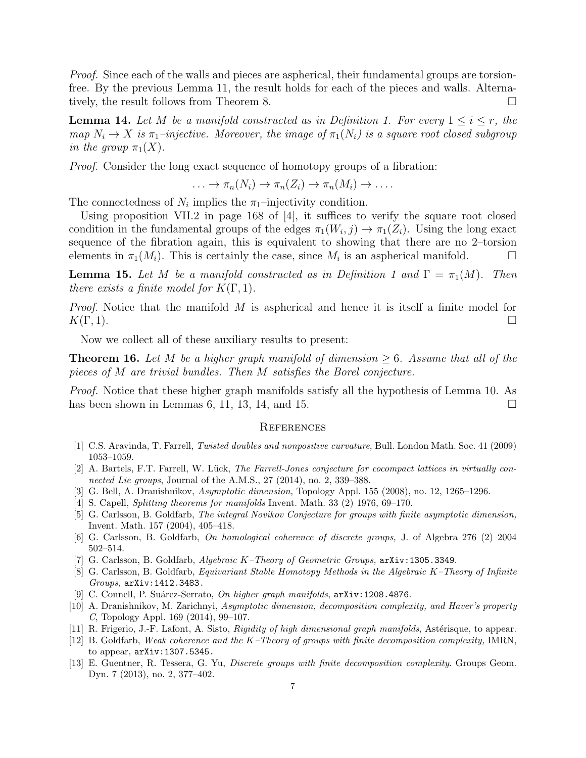*Proof.* Since each of the walls and pieces are aspherical, their fundamental groups are torsion-free. By the previous Lemma 11, the result holds for each of the pieces and walls. Alternatively, the result follows from Theorem 8. □

**Lemma 14.** *Let $M$ be a manifold constructed as in Definition 1. For every $1 \leq i \leq r$, the map $N_i \to X$ is $\pi_1$–injective. Moreover, the image of $\pi_1(N_i)$ is a square root closed subgroup in the group $\pi_1(X)$.*

*Proof.* Consider the long exact sequence of homotopy groups of a fibration:

$$\ldots \to \pi_n(N_i) \to \pi_n(Z_i) \to \pi_n(M_i) \to \ldots.$$

The connectedness of $N_i$ implies the $\pi_1$–injectivity condition.

Using proposition VII.2 in page 168 of [4], it suffices to verify the square root closed condition in the fundamental groups of the edges $\pi_1(W_i, j) \to \pi_1(Z_i)$. Using the long exact sequence of the fibration again, this is equivalent to showing that there are no 2–torsion elements in $\pi_1(M_i)$. This is certainly the case, since $M_i$ is an aspherical manifold. □

**Lemma 15.** *Let $M$ be a manifold constructed as in Definition 1 and $\Gamma = \pi_1(M)$. Then there exists a finite model for $K(\Gamma, 1)$.*

*Proof.* Notice that the manifold $M$ is aspherical and hence it is itself a finite model for $K(\Gamma, 1)$. □

Now we collect all of these auxiliary results to present:

**Theorem 16.** *Let $M$ be a higher graph manifold of dimension $\geq 6$. Assume that all of the pieces of $M$ are trivial bundles. Then $M$ satisfies the Borel conjecture.*

*Proof.* Notice that these higher graph manifolds satisfy all the hypothesis of Lemma 10. As has been shown in Lemmas 6, 11, 13, 14, and 15. □

## References

[1] C.S. Aravinda, T. Farrell, *Twisted doubles and nonpositive curvature*, Bull. London Math. Soc. 41 (2009) 1053–1059.

[2] A. Bartels, F.T. Farrell, W. Lück, *The Farrell-Jones conjecture for cocompact lattices in virtually connected Lie groups*, Journal of the A.M.S., 27 (2014), no. 2, 339–388.

[3] G. Bell, A. Dranishnikov, *Asymptotic dimension,* Topology Appl. 155 (2008), no. 12, 1265–1296.

[4] S. Capell, *Splitting theorems for manifolds* Invent. Math. 33 (2) 1976, 69–170.

[5] G. Carlsson, B. Goldfarb, *The integral Novikov Conjecture for groups with finite asymptotic dimension,* Invent. Math. 157 (2004), 405–418.

[6] G. Carlsson, B. Goldfarb, *On homological coherence of discrete groups,* J. of Algebra 276 (2) 2004 502–514.

[7] G. Carlsson, B. Goldfarb, *Algebraic K–Theory of Geometric Groups,* arXiv:1305.3349.

[8] G. Carlsson, B. Goldfarb, *Equivariant Stable Homotopy Methods in the Algebraic K–Theory of Infinite Groups,* arXiv:1412.3483.

[9] C. Connell, P. Suárez-Serrato, *On higher graph manifolds*, arXiv:1208.4876.

[10] A. Dranishnikov, M. Zarichnyi, *Asymptotic dimension, decomposition complexity, and Haver's property C*, Topology Appl. 169 (2014), 99–107.

[11] R. Frigerio, J.-F. Lafont, A. Sisto, *Rigidity of high dimensional graph manifolds*, Astérisque, to appear.

[12] B. Goldfarb, *Weak coherence and the K–Theory of groups with finite decomposition complexity,* IMRN, to appear, arXiv:1307.5345.

[13] E. Guentner, R. Tessera, G. Yu, *Discrete groups with finite decomposition complexity*. Groups Geom. Dyn. 7 (2013), no. 2, 377–402.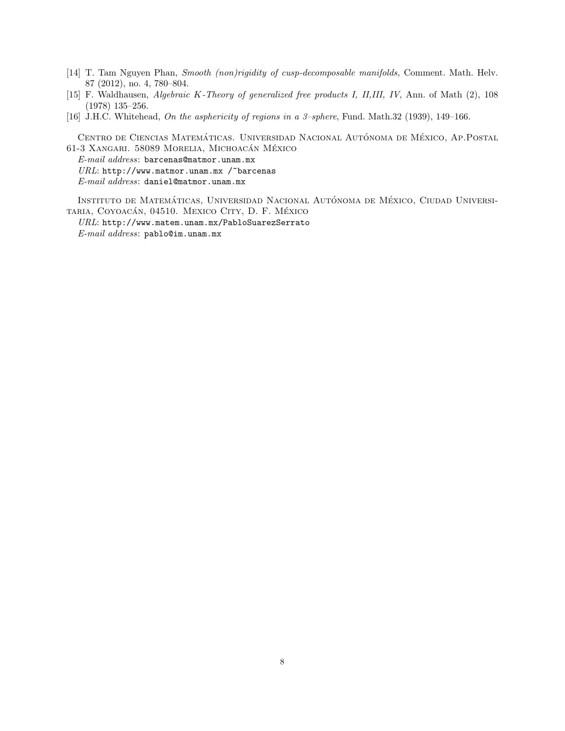[14] T. Tam Nguyen Phan, *Smooth (non)rigidity of cusp-decomposable manifolds,* Comment. Math. Helv. 87 (2012), no. 4, 780–804.

[15] F. Waldhausen, *Algebraic K-Theory of generalized free products I, II,III, IV*, Ann. of Math (2), 108 (1978) 135–256.

[16] J.H.C. Whitehead, *On the asphericity of regions in a 3–sphere*, Fund. Math.32 (1939), 149–166.

Centro de Ciencias Matemáticas. Universidad Nacional Autónoma de México, Ap.Postal 61-3 Xangari. 58089 Morelia, Michoacán México

*E-mail address*: barcenas@matmor.unam.mx

*URL*: http://www.matmor.unam.mx /~barcenas

*E-mail address*: daniel@matmor.unam.mx

Instituto de Matemáticas, Universidad Nacional Autónoma de México, Ciudad Universitaria, Coyoacán, 04510. Mexico City, D. F. México

*URL*: http://www.matem.unam.mx/PabloSuarezSerrato

*E-mail address*: pablo@im.unam.mx